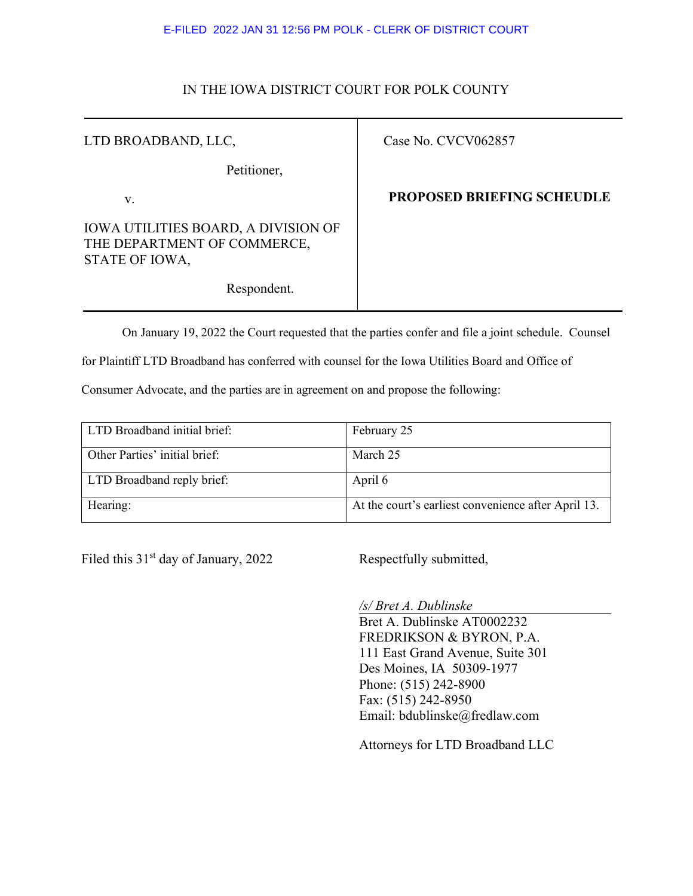E-FILED 2022 JAN 31 12:56 PM POLK - CLERK OF DISTRICT COURT

IN THE IOWA DISTRICT COURT FOR POLK COUNTY

| | |
|---|---|
| LTD BROADBAND, LLC,<br><br>Petitioner,<br><br>v.<br><br>IOWA UTILITIES BOARD, A DIVISION OF THE DEPARTMENT OF COMMERCE, STATE OF IOWA,<br><br>Respondent. | Case No. CVCV062857<br><br>**PROPOSED BRIEFING SCHEUDLE** |

On January 19, 2022 the Court requested that the parties confer and file a joint schedule. Counsel for Plaintiff LTD Broadband has conferred with counsel for the Iowa Utilities Board and Office of Consumer Advocate, and the parties are in agreement on and propose the following:

| | |
|---|---|
| LTD Broadband initial brief: | February 25 |
| Other Parties' initial brief: | March 25 |
| LTD Broadband reply brief: | April 6 |
| Hearing: | At the court's earliest convenience after April 13. |

Filed this 31st day of January, 2022

Respectfully submitted,

*/s/ Bret A. Dublinske*
Bret A. Dublinske AT0002232
FREDRIKSON & BYRON, P.A.
111 East Grand Avenue, Suite 301
Des Moines, IA 50309-1977
Phone: (515) 242-8900
Fax: (515) 242-8950
Email: bdublinske@fredlaw.com

Attorneys for LTD Broadband LLC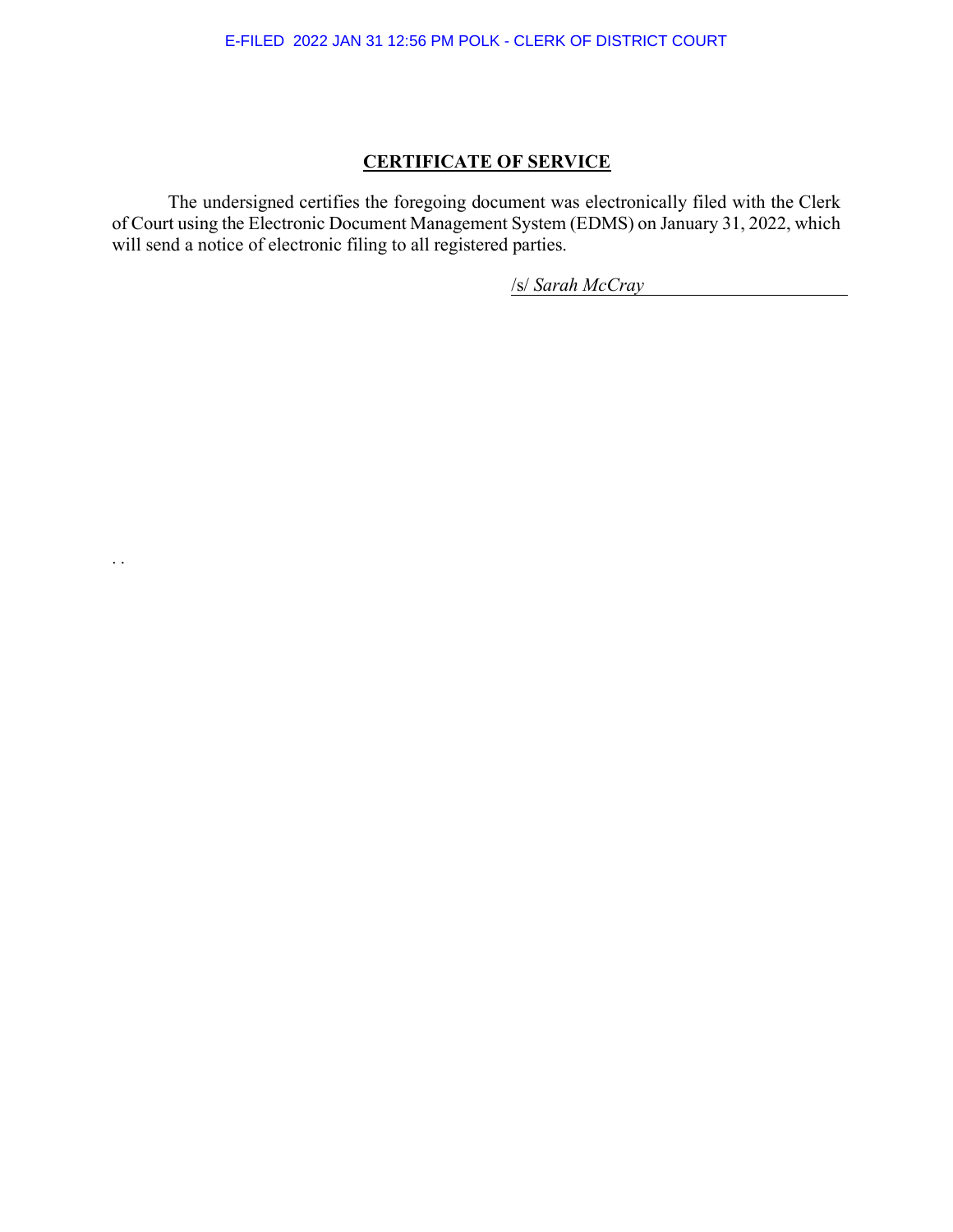E-FILED 2022 JAN 31 12:56 PM POLK - CLERK OF DISTRICT COURT

## CERTIFICATE OF SERVICE

The undersigned certifies the foregoing document was electronically filed with the Clerk of Court using the Electronic Document Management System (EDMS) on January 31, 2022, which will send a notice of electronic filing to all registered parties.

/s/ *Sarah McCray*